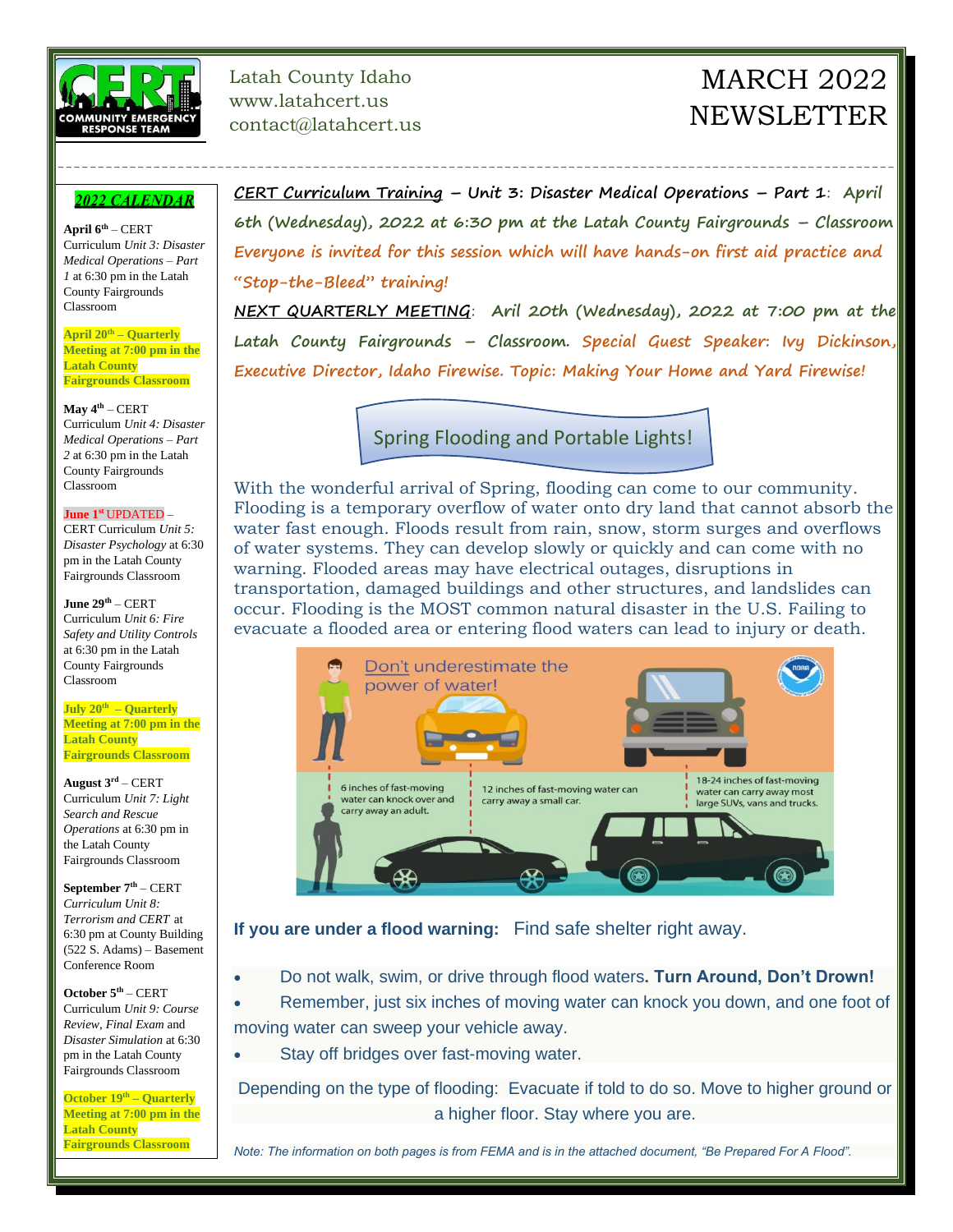Latah County Idaho
www.latahcert.us
contact@latahcert.us

# MARCH 2022 NEWSLETTER

**CERT Curriculum Training – Unit 3: Disaster Medical Operations – Part 1**: April 6th (Wednesday), 2022 at 6:30 pm at the Latah County Fairgrounds – Classroom Everyone is invited for this session which will have hands-on first aid practice and "Stop-the-Bleed" training!

**NEXT QUARTERLY MEETING**: Aril 20th (Wednesday), 2022 at 7:00 pm at the Latah County Fairgrounds – Classroom. Special Guest Speaker: Ivy Dickinson, Executive Director, Idaho Firewise. Topic: Making Your Home and Yard Firewise!

## Spring Flooding and Portable Lights!

With the wonderful arrival of Spring, flooding can come to our community. Flooding is a temporary overflow of water onto dry land that cannot absorb the water fast enough. Floods result from rain, snow, storm surges and overflows of water systems. They can develop slowly or quickly and can come with no warning. Flooded areas may have electrical outages, disruptions in transportation, damaged buildings and other structures, and landslides can occur. Flooding is the MOST common natural disaster in the U.S. Failing to evacuate a flooded area or entering flood waters can lead to injury or death.

Don't underestimate the power of water!

6 inches of fast-moving water can knock over and carry away an adult.

12 inches of fast-moving water can carry away a small car.

18-24 inches of fast-moving water can carry away most large SUVs, vans and trucks.

**If you are under a flood warning:** Find safe shelter right away.

- Do not walk, swim, or drive through flood waters. **Turn Around, Don't Drown!**
- Remember, just six inches of moving water can knock you down, and one foot of moving water can sweep your vehicle away.
- Stay off bridges over fast-moving water.

Depending on the type of flooding: Evacuate if told to do so. Move to higher ground or a higher floor. Stay where you are.

*Note: The information on both pages is from FEMA and is in the attached document, "Be Prepared For A Flood".*

## *2022 CALENDAR*

**April 6th** – CERT Curriculum *Unit 3: Disaster Medical Operations – Part 1* at 6:30 pm in the Latah County Fairgrounds Classroom

**April 20th – Quarterly Meeting at 7:00 pm in the Latah County Fairgrounds Classroom**

**May 4th** – CERT Curriculum *Unit 4: Disaster Medical Operations – Part 2* at 6:30 pm in the Latah County Fairgrounds Classroom

**June 1st** UPDATED – CERT Curriculum *Unit 5: Disaster Psychology* at 6:30 pm in the Latah County Fairgrounds Classroom

**June 29th** – CERT Curriculum *Unit 6: Fire Safety and Utility Controls* at 6:30 pm in the Latah County Fairgrounds Classroom

**July 20th – Quarterly Meeting at 7:00 pm in the Latah County Fairgrounds Classroom**

**August 3rd** – CERT Curriculum *Unit 7: Light Search and Rescue Operations* at 6:30 pm in the Latah County Fairgrounds Classroom

**September 7th** – CERT *Curriculum Unit 8: Terrorism and CERT* at 6:30 pm at County Building (522 S. Adams) – Basement Conference Room

**October 5th** – CERT Curriculum *Unit 9: Course Review, Final Exam* and *Disaster Simulation* at 6:30 pm in the Latah County Fairgrounds Classroom

**October 19th – Quarterly Meeting at 7:00 pm in the Latah County Fairgrounds Classroom**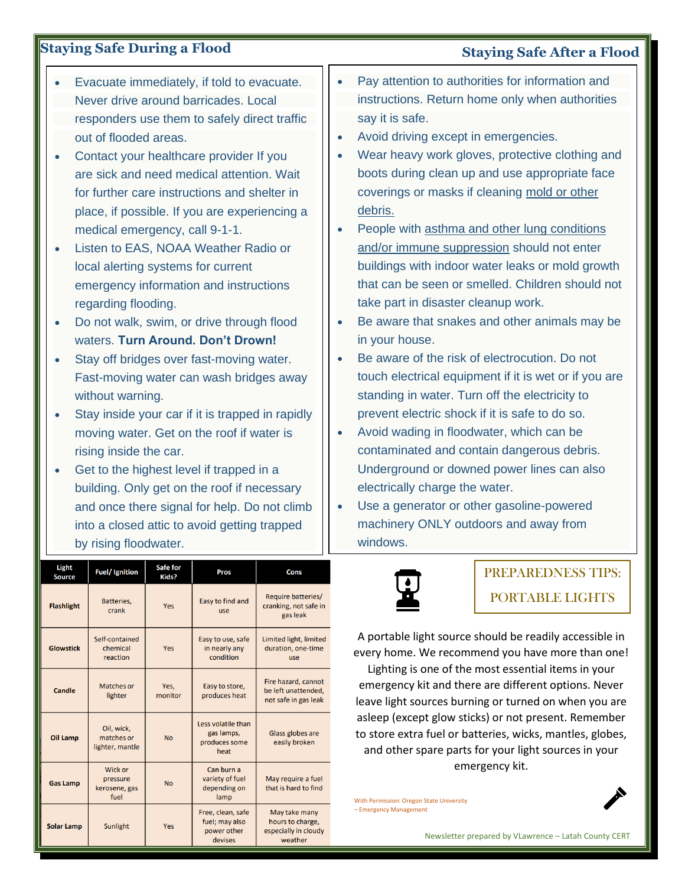## Staying Safe During a Flood

- Evacuate immediately, if told to evacuate. Never drive around barricades. Local responders use them to safely direct traffic out of flooded areas.
- Contact your healthcare provider If you are sick and need medical attention. Wait for further care instructions and shelter in place, if possible. If you are experiencing a medical emergency, call 9-1-1.
- Listen to EAS, NOAA Weather Radio or local alerting systems for current emergency information and instructions regarding flooding.
- Do not walk, swim, or drive through flood waters. **Turn Around. Don't Drown!**
- Stay off bridges over fast-moving water. Fast-moving water can wash bridges away without warning.
- Stay inside your car if it is trapped in rapidly moving water. Get on the roof if water is rising inside the car.
- Get to the highest level if trapped in a building. Only get on the roof if necessary and once there signal for help. Do not climb into a closed attic to avoid getting trapped by rising floodwater.

## Staying Safe After a Flood

- Pay attention to authorities for information and instructions. Return home only when authorities say it is safe.
- Avoid driving except in emergencies.
- Wear heavy work gloves, protective clothing and boots during clean up and use appropriate face coverings or masks if cleaning mold or other debris.
- People with asthma and other lung conditions and/or immune suppression should not enter buildings with indoor water leaks or mold growth that can be seen or smelled. Children should not take part in disaster cleanup work.
- Be aware that snakes and other animals may be in your house.
- Be aware of the risk of electrocution. Do not touch electrical equipment if it is wet or if you are standing in water. Turn off the electricity to prevent electric shock if it is safe to do so.
- Avoid wading in floodwater, which can be contaminated and contain dangerous debris. Underground or downed power lines can also electrically charge the water.
- Use a generator or other gasoline-powered machinery ONLY outdoors and away from windows.

| Light Source | Fuel/ Ignition | Safe for Kids? | Pros | Cons |
|---|---|---|---|---|
| **Flashlight** | Batteries, crank | Yes | Easy to find and use | Require batteries/ cranking, not safe in gas leak |
| **Glowstick** | Self-contained chemical reaction | Yes | Easy to use, safe in nearly any condition | Limited light, limited duration, one-time use |
| **Candle** | Matches or lighter | Yes, monitor | Easy to store, produces heat | Fire hazard, cannot be left unattended, not safe in gas leak |
| **Oil Lamp** | Oil, wick, matches or lighter, mantle | No | Less volatile than gas lamps, produces some heat | Glass globes are easily broken |
| **Gas Lamp** | Wick or pressure kerosene, gas fuel | No | Can burn a variety of fuel depending on lamp | May require a fuel that is hard to find |
| **Solar Lamp** | Sunlight | Yes | Free, clean, safe fuel; may also power other devises | May take many hours to charge, especially in cloudy weather |

## PREPAREDNESS TIPS: PORTABLE LIGHTS

A portable light source should be readily accessible in every home. We recommend you have more than one! Lighting is one of the most essential items in your emergency kit and there are different options. Never leave light sources burning or turned on when you are asleep (except glow sticks) or not present. Remember to store extra fuel or batteries, wicks, mantles, globes, and other spare parts for your light sources in your emergency kit.

With Permission: Oregon State University – Emergency Management

Newsletter prepared by VLawrence – Latah County CERT